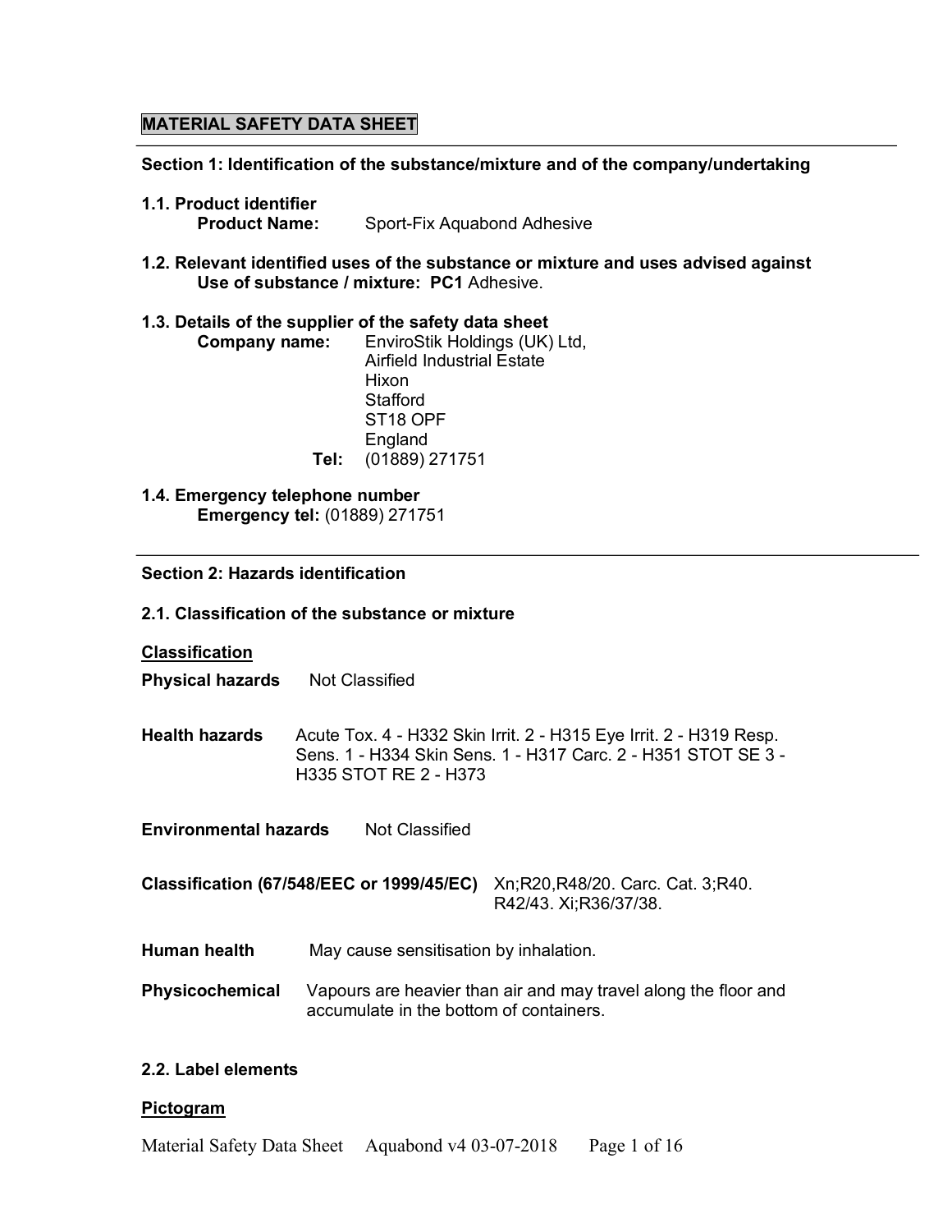# MATERIAL SAFETY DATA SHEET

## Section 1: Identification of the substance/mixture and of the company/undertaking

### 1.1. Product identifier

**Product Name:** Sport-Fix Aquabond Adhesive

### 1.2. Relevant identified uses of the substance or mixture and uses advised against

**Use of substance / mixture: PC1** Adhesive.

### 1.3. Details of the supplier of the safety data sheet

**Company name:** EnviroStik Holdings (UK) Ltd,
Airfield Industrial Estate
Hixon
Stafford
ST18 OPF
England

**Tel:** (01889) 271751

### 1.4. Emergency telephone number

**Emergency tel:** (01889) 271751

## Section 2: Hazards identification

### 2.1. Classification of the substance or mixture

**Classification**

**Physical hazards** Not Classified

**Health hazards** Acute Tox. 4 - H332 Skin Irrit. 2 - H315 Eye Irrit. 2 - H319 Resp. Sens. 1 - H334 Skin Sens. 1 - H317 Carc. 2 - H351 STOT SE 3 - H335 STOT RE 2 - H373

**Environmental hazards** Not Classified

**Classification (67/548/EEC or 1999/45/EC)** Xn;R20,R48/20. Carc. Cat. 3;R40. R42/43. Xi;R36/37/38.

**Human health** May cause sensitisation by inhalation.

**Physicochemical** Vapours are heavier than air and may travel along the floor and accumulate in the bottom of containers.

### 2.2. Label elements

**Pictogram**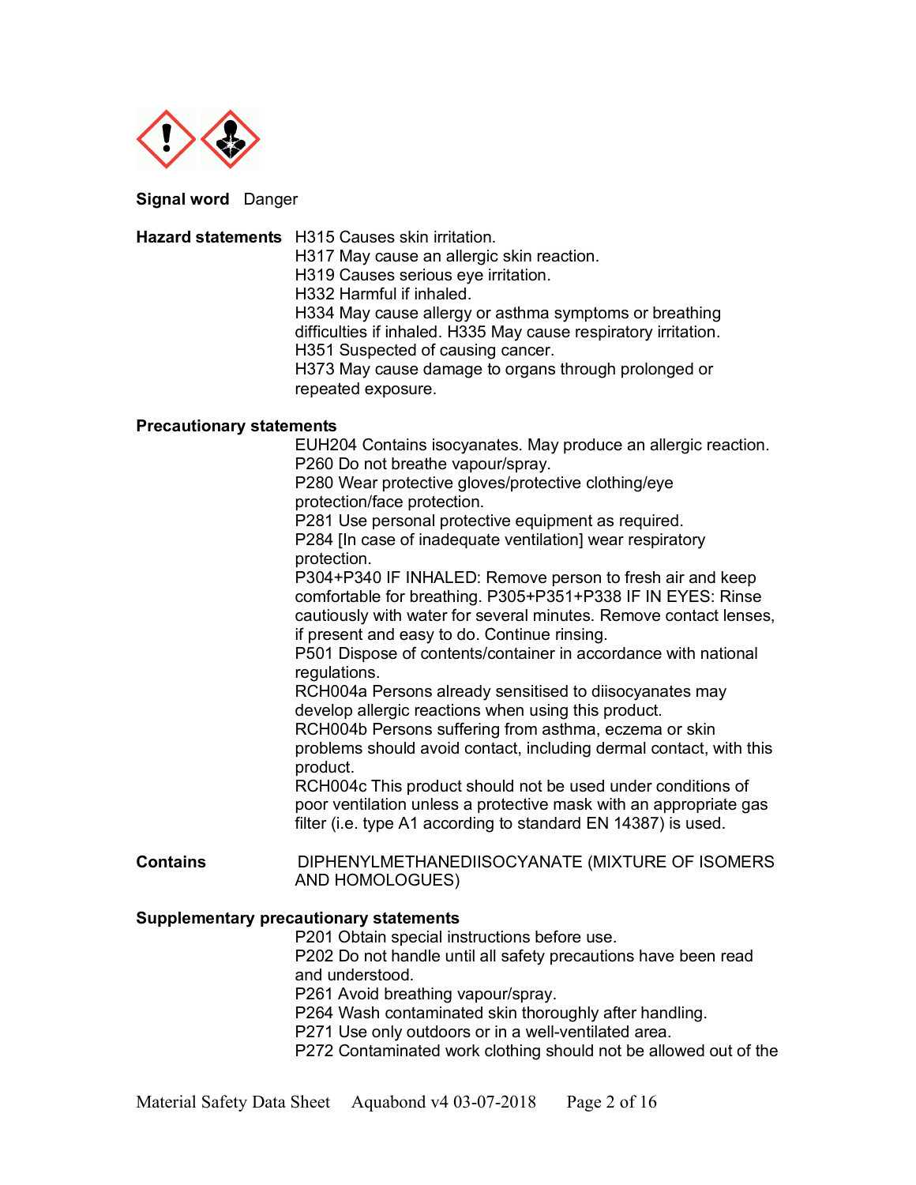**Signal word** Danger

**Hazard statements**

H315 Causes skin irritation.
H317 May cause an allergic skin reaction.
H319 Causes serious eye irritation.
H332 Harmful if inhaled.
H334 May cause allergy or asthma symptoms or breathing difficulties if inhaled. H335 May cause respiratory irritation.
H351 Suspected of causing cancer.
H373 May cause damage to organs through prolonged or repeated exposure.

**Precautionary statements**

EUH204 Contains isocyanates. May produce an allergic reaction.
P260 Do not breathe vapour/spray.
P280 Wear protective gloves/protective clothing/eye protection/face protection.
P281 Use personal protective equipment as required.
P284 [In case of inadequate ventilation] wear respiratory protection.
P304+P340 IF INHALED: Remove person to fresh air and keep comfortable for breathing. P305+P351+P338 IF IN EYES: Rinse cautiously with water for several minutes. Remove contact lenses, if present and easy to do. Continue rinsing.
P501 Dispose of contents/container in accordance with national regulations.
RCH004a Persons already sensitised to diisocyanates may develop allergic reactions when using this product.
RCH004b Persons suffering from asthma, eczema or skin problems should avoid contact, including dermal contact, with this product.
RCH004c This product should not be used under conditions of poor ventilation unless a protective mask with an appropriate gas filter (i.e. type A1 according to standard EN 14387) is used.

**Contains** DIPHENYLMETHANEDIISOCYANATE (MIXTURE OF ISOMERS AND HOMOLOGUES)

**Supplementary precautionary statements**

P201 Obtain special instructions before use.
P202 Do not handle until all safety precautions have been read and understood.
P261 Avoid breathing vapour/spray.
P264 Wash contaminated skin thoroughly after handling.
P271 Use only outdoors or in a well-ventilated area.
P272 Contaminated work clothing should not be allowed out of the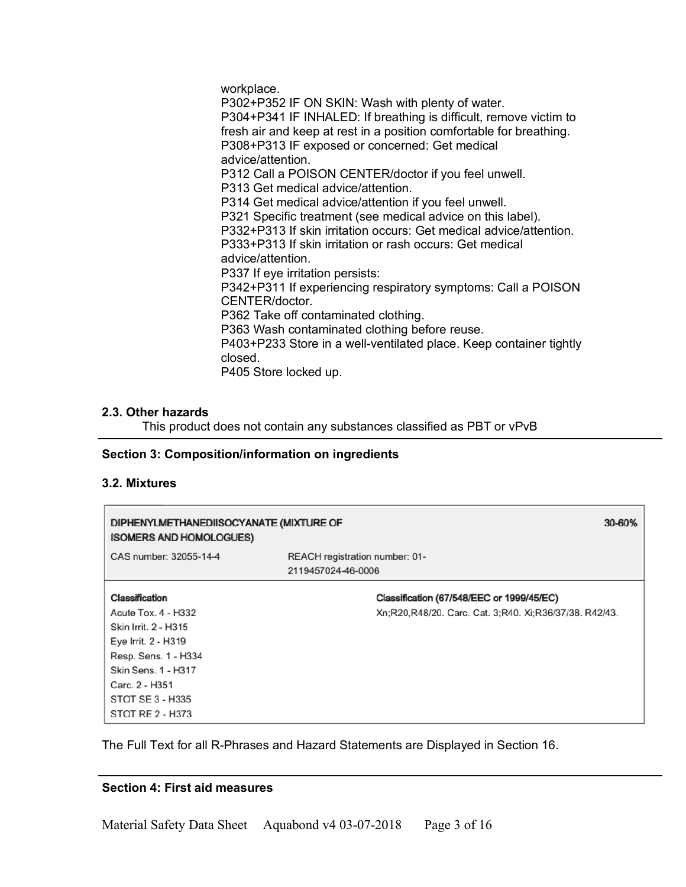workplace.
P302+P352 IF ON SKIN: Wash with plenty of water.
P304+P341 IF INHALED: If breathing is difficult, remove victim to fresh air and keep at rest in a position comfortable for breathing.
P308+P313 IF exposed or concerned: Get medical advice/attention.
P312 Call a POISON CENTER/doctor if you feel unwell.
P313 Get medical advice/attention.
P314 Get medical advice/attention if you feel unwell.
P321 Specific treatment (see medical advice on this label).
P332+P313 If skin irritation occurs: Get medical advice/attention.
P333+P313 If skin irritation or rash occurs: Get medical advice/attention.
P337 If eye irritation persists:
P342+P311 If experiencing respiratory symptoms: Call a POISON CENTER/doctor.
P362 Take off contaminated clothing.
P363 Wash contaminated clothing before reuse.
P403+P233 Store in a well-ventilated place. Keep container tightly closed.
P405 Store locked up.

### 2.3. Other hazards

This product does not contain any substances classified as PBT or vPvB

## Section 3: Composition/information on ingredients

### 3.2. Mixtures

| DIPHENYLMETHANEDIISOCYANATE (MIXTURE OF ISOMERS AND HOMOLOGUES) | | 30-60% |
|---|---|---|
| CAS number: 32055-14-4 | REACH registration number: 01-2119457024-46-0006 | |
| **Classification** | **Classification (67/548/EEC or 1999/45/EC)** | |
| Acute Tox. 4 - H332<br>Skin Irrit. 2 - H315<br>Eye Irrit. 2 - H319<br>Resp. Sens. 1 - H334<br>Skin Sens. 1 - H317<br>Carc. 2 - H351<br>STOT SE 3 - H335<br>STOT RE 2 - H373 | Xn;R20,R48/20. Carc. Cat. 3;R40. Xi;R36/37/38. R42/43. | |

The Full Text for all R-Phrases and Hazard Statements are Displayed in Section 16.

## Section 4: First aid measures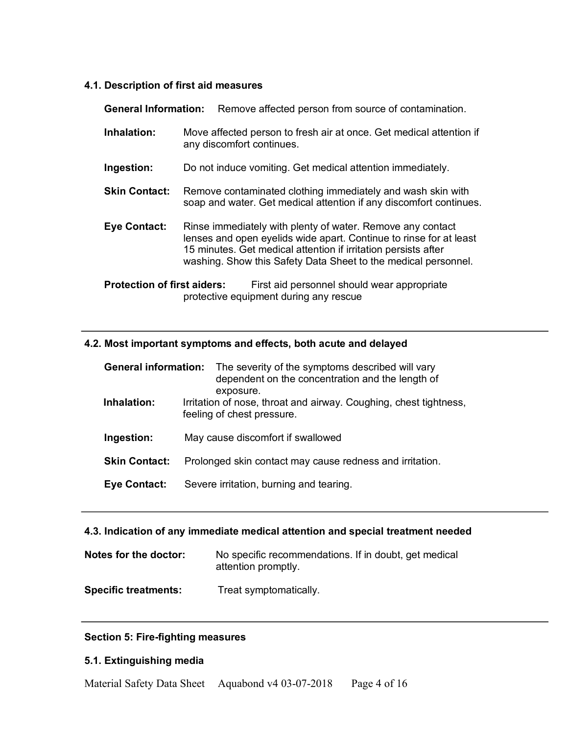### 4.1. Description of first aid measures

**General Information:** Remove affected person from source of contamination.

**Inhalation:** Move affected person to fresh air at once. Get medical attention if any discomfort continues.

**Ingestion:** Do not induce vomiting. Get medical attention immediately.

**Skin Contact:** Remove contaminated clothing immediately and wash skin with soap and water. Get medical attention if any discomfort continues.

**Eye Contact:** Rinse immediately with plenty of water. Remove any contact lenses and open eyelids wide apart. Continue to rinse for at least 15 minutes. Get medical attention if irritation persists after washing. Show this Safety Data Sheet to the medical personnel.

**Protection of first aiders:** First aid personnel should wear appropriate protective equipment during any rescue

---

### 4.2. Most important symptoms and effects, both acute and delayed

**General information:** The severity of the symptoms described will vary dependent on the concentration and the length of exposure.

**Inhalation:** Irritation of nose, throat and airway. Coughing, chest tightness, feeling of chest pressure.

**Ingestion:** May cause discomfort if swallowed

**Skin Contact:** Prolonged skin contact may cause redness and irritation.

**Eye Contact:** Severe irritation, burning and tearing.

---

### 4.3. Indication of any immediate medical attention and special treatment needed

**Notes for the doctor:** No specific recommendations. If in doubt, get medical attention promptly.

**Specific treatments:** Treat symptomatically.

---

## Section 5: Fire-fighting measures

### 5.1. Extinguishing media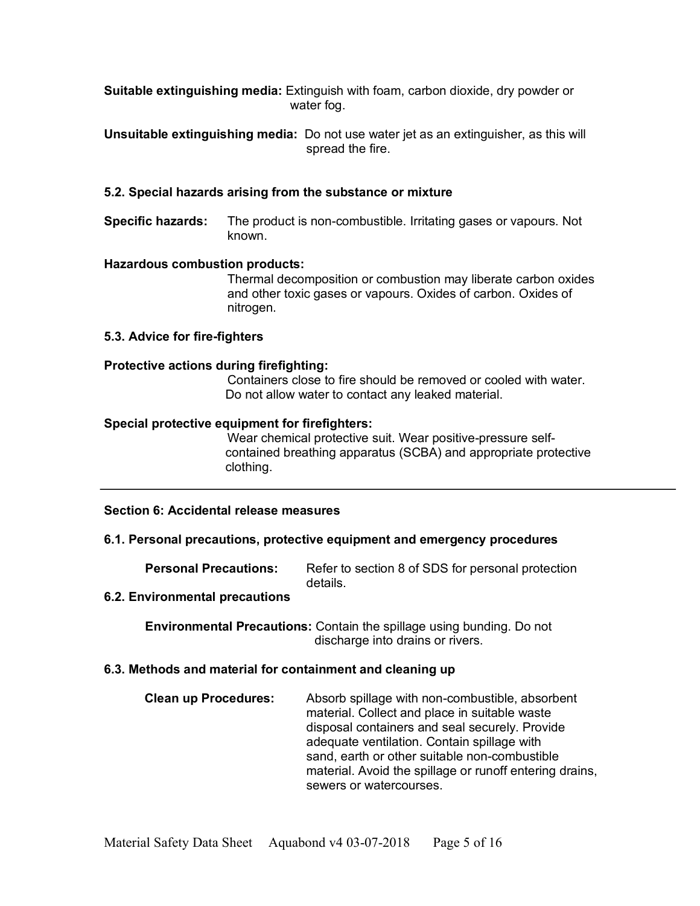**Suitable extinguishing media:** Extinguish with foam, carbon dioxide, dry powder or water fog.

**Unsuitable extinguishing media:** Do not use water jet as an extinguisher, as this will spread the fire.

### 5.2. Special hazards arising from the substance or mixture

**Specific hazards:** The product is non-combustible. Irritating gases or vapours. Not known.

**Hazardous combustion products:**

Thermal decomposition or combustion may liberate carbon oxides and other toxic gases or vapours. Oxides of carbon. Oxides of nitrogen.

### 5.3. Advice for fire-fighters

**Protective actions during firefighting:**

Containers close to fire should be removed or cooled with water. Do not allow water to contact any leaked material.

**Special protective equipment for firefighters:**

Wear chemical protective suit. Wear positive-pressure self-contained breathing apparatus (SCBA) and appropriate protective clothing.

---

## Section 6: Accidental release measures

### 6.1. Personal precautions, protective equipment and emergency procedures

**Personal Precautions:** Refer to section 8 of SDS for personal protection details.

### 6.2. Environmental precautions

**Environmental Precautions:** Contain the spillage using bunding. Do not discharge into drains or rivers.

### 6.3. Methods and material for containment and cleaning up

**Clean up Procedures:** Absorb spillage with non-combustible, absorbent material. Collect and place in suitable waste disposal containers and seal securely. Provide adequate ventilation. Contain spillage with sand, earth or other suitable non-combustible material. Avoid the spillage or runoff entering drains, sewers or watercourses.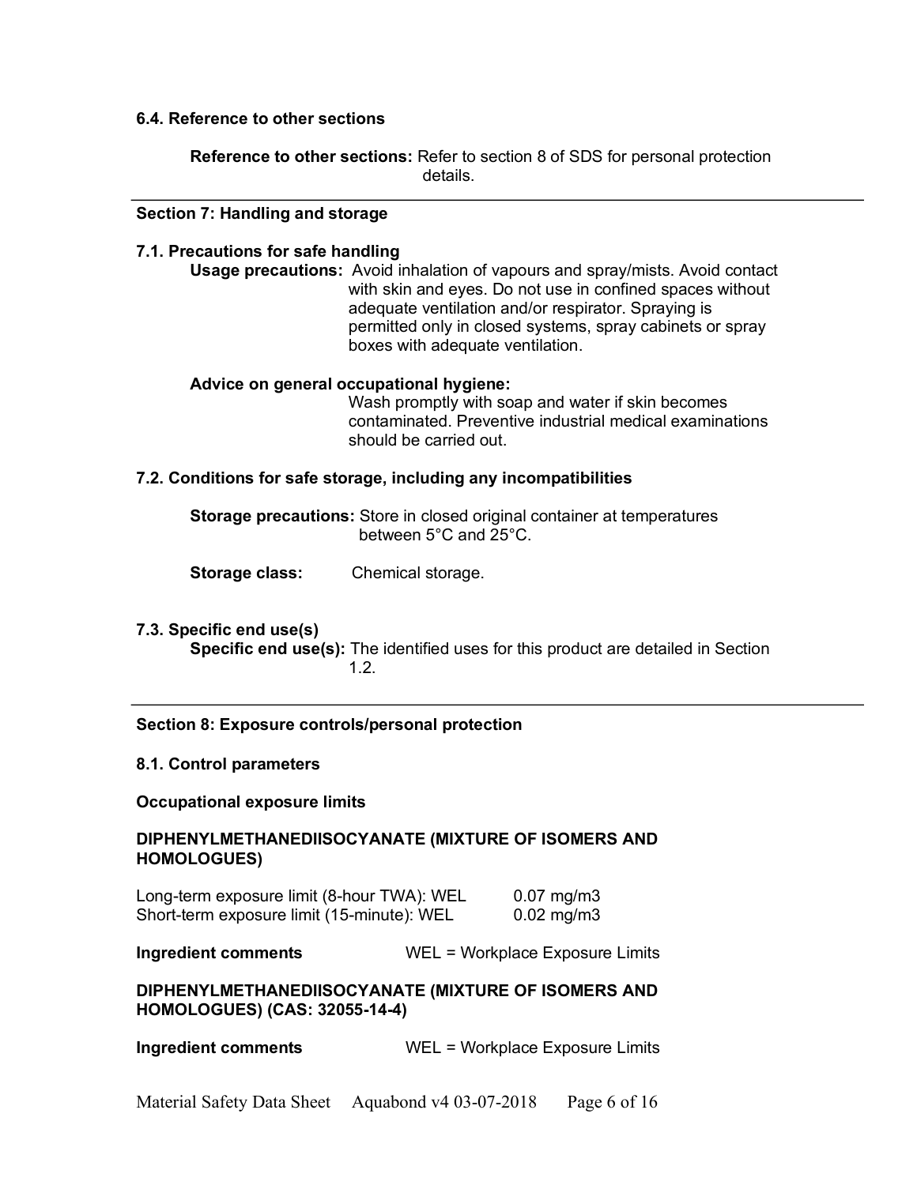### 6.4. Reference to other sections

**Reference to other sections:** Refer to section 8 of SDS for personal protection details.

## Section 7: Handling and storage

### 7.1. Precautions for safe handling

**Usage precautions:** Avoid inhalation of vapours and spray/mists. Avoid contact with skin and eyes. Do not use in confined spaces without adequate ventilation and/or respirator. Spraying is permitted only in closed systems, spray cabinets or spray boxes with adequate ventilation.

**Advice on general occupational hygiene:**
Wash promptly with soap and water if skin becomes contaminated. Preventive industrial medical examinations should be carried out.

### 7.2. Conditions for safe storage, including any incompatibilities

**Storage precautions:** Store in closed original container at temperatures between 5°C and 25°C.

**Storage class:** Chemical storage.

### 7.3. Specific end use(s)

**Specific end use(s):** The identified uses for this product are detailed in Section 1.2.

## Section 8: Exposure controls/personal protection

### 8.1. Control parameters

**Occupational exposure limits**

**DIPHENYLMETHANEDIISOCYANATE (MIXTURE OF ISOMERS AND HOMOLOGUES)**

| | |
|---|---|
| Long-term exposure limit (8-hour TWA): WEL | 0.07 mg/m3 |
| Short-term exposure limit (15-minute): WEL | 0.02 mg/m3 |

**Ingredient comments** WEL = Workplace Exposure Limits

**DIPHENYLMETHANEDIISOCYANATE (MIXTURE OF ISOMERS AND HOMOLOGUES) (CAS: 32055-14-4)**

**Ingredient comments** WEL = Workplace Exposure Limits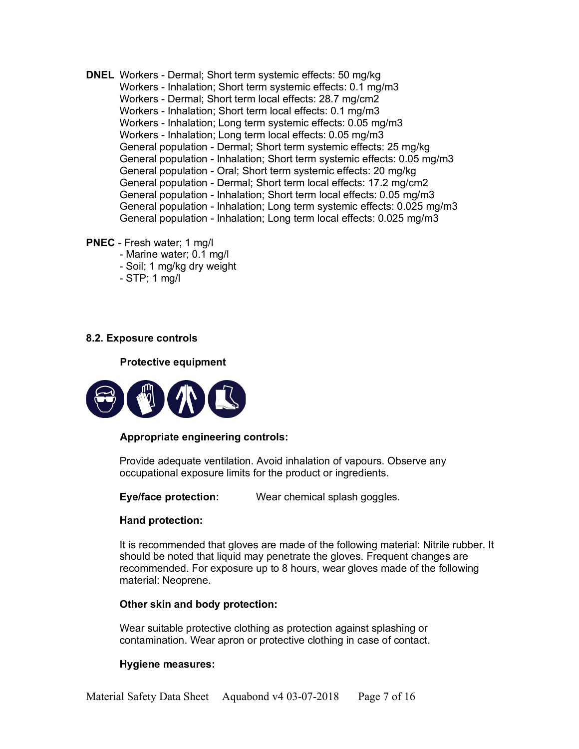**DNEL** Workers - Dermal; Short term systemic effects: 50 mg/kg
Workers - Inhalation; Short term systemic effects: 0.1 mg/m3
Workers - Dermal; Short term local effects: 28.7 mg/cm2
Workers - Inhalation; Short term local effects: 0.1 mg/m3
Workers - Inhalation; Long term systemic effects: 0.05 mg/m3
Workers - Inhalation; Long term local effects: 0.05 mg/m3
General population - Dermal; Short term systemic effects: 25 mg/kg
General population - Inhalation; Short term systemic effects: 0.05 mg/m3
General population - Oral; Short term systemic effects: 20 mg/kg
General population - Dermal; Short term local effects: 17.2 mg/cm2
General population - Inhalation; Short term local effects: 0.05 mg/m3
General population - Inhalation; Long term systemic effects: 0.025 mg/m3
General population - Inhalation; Long term local effects: 0.025 mg/m3

**PNEC** - Fresh water; 1 mg/l
- Marine water; 0.1 mg/l
- Soil; 1 mg/kg dry weight
- STP; 1 mg/l

### 8.2. Exposure controls

**Protective equipment**

**Appropriate engineering controls:**

Provide adequate ventilation. Avoid inhalation of vapours. Observe any occupational exposure limits for the product or ingredients.

**Eye/face protection:** Wear chemical splash goggles.

**Hand protection:**

It is recommended that gloves are made of the following material: Nitrile rubber. It should be noted that liquid may penetrate the gloves. Frequent changes are recommended. For exposure up to 8 hours, wear gloves made of the following material: Neoprene.

**Other skin and body protection:**

Wear suitable protective clothing as protection against splashing or contamination. Wear apron or protective clothing in case of contact.

**Hygiene measures:**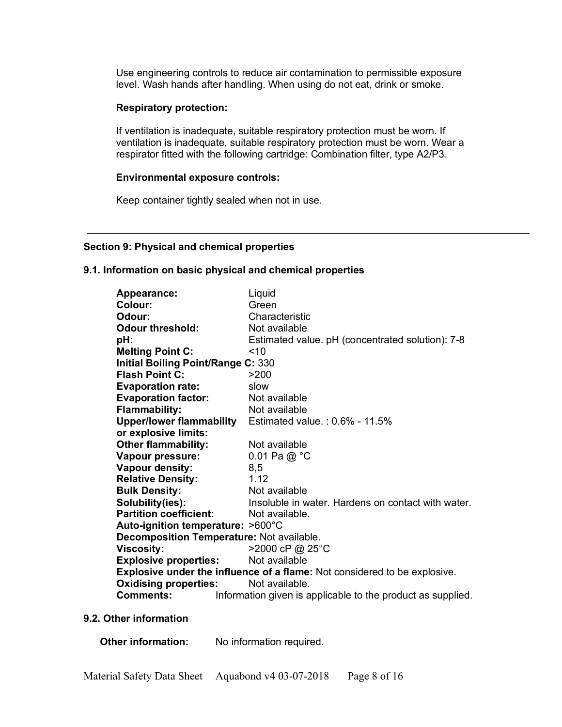Use engineering controls to reduce air contamination to permissible exposure level. Wash hands after handling. When using do not eat, drink or smoke.

**Respiratory protection:**

If ventilation is inadequate, suitable respiratory protection must be worn. If ventilation is inadequate, suitable respiratory protection must be worn. Wear a respirator fitted with the following cartridge: Combination filter, type A2/P3.

**Environmental exposure controls:**

Keep container tightly sealed when not in use.

---

## Section 9: Physical and chemical properties

### 9.1. Information on basic physical and chemical properties

**Appearance:** Liquid
**Colour:** Green
**Odour:** Characteristic
**Odour threshold:** Not available
**pH:** Estimated value. pH (concentrated solution): 7-8
**Melting Point C:** <10
**Initial Boiling Point/Range C:** 330
**Flash Point C:** >200
**Evaporation rate:** slow
**Evaporation factor:** Not available
**Flammability:** Not available
**Upper/lower flammability or explosive limits:** Estimated value. : 0.6% - 11.5%
**Other flammability:** Not available
**Vapour pressure:** 0.01 Pa @ °C
**Vapour density:** 8,5
**Relative Density:** 1.12
**Bulk Density:** Not available
**Solubility(ies):** Insoluble in water. Hardens on contact with water.
**Partition coefficient:** Not available.
**Auto-ignition temperature:** >600°C
**Decomposition Temperature:** Not available.
**Viscosity:** >2000 cP @ 25°C
**Explosive properties:** Not available
**Explosive under the influence of a flame:** Not considered to be explosive.
**Oxidising properties:** Not available.
**Comments:** Information given is applicable to the product as supplied.

### 9.2. Other information

**Other information:** No information required.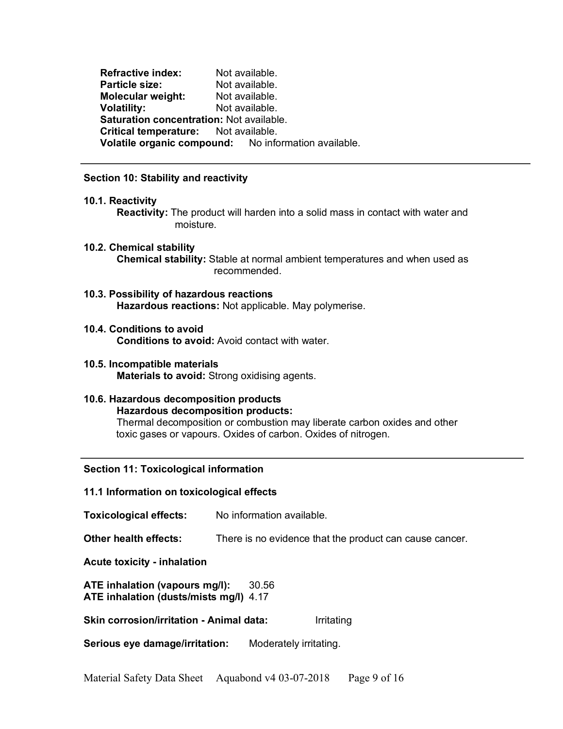**Refractive index:** Not available.
**Particle size:** Not available.
**Molecular weight:** Not available.
**Volatility:** Not available.
**Saturation concentration:** Not available.
**Critical temperature:** Not available.
**Volatile organic compound:** No information available.

---

## Section 10: Stability and reactivity

### 10.1. Reactivity

**Reactivity:** The product will harden into a solid mass in contact with water and moisture.

### 10.2. Chemical stability

**Chemical stability:** Stable at normal ambient temperatures and when used as recommended.

### 10.3. Possibility of hazardous reactions

**Hazardous reactions:** Not applicable. May polymerise.

### 10.4. Conditions to avoid

**Conditions to avoid:** Avoid contact with water.

### 10.5. Incompatible materials

**Materials to avoid:** Strong oxidising agents.

### 10.6. Hazardous decomposition products

**Hazardous decomposition products:**
Thermal decomposition or combustion may liberate carbon oxides and other toxic gases or vapours. Oxides of carbon. Oxides of nitrogen.

---

## Section 11: Toxicological information

### 11.1 Information on toxicological effects

**Toxicological effects:** No information available.

**Other health effects:** There is no evidence that the product can cause cancer.

**Acute toxicity - inhalation**

**ATE inhalation (vapours mg/l):** 30.56
**ATE inhalation (dusts/mists mg/l)** 4.17

**Skin corrosion/irritation - Animal data:** Irritating

**Serious eye damage/irritation:** Moderately irritating.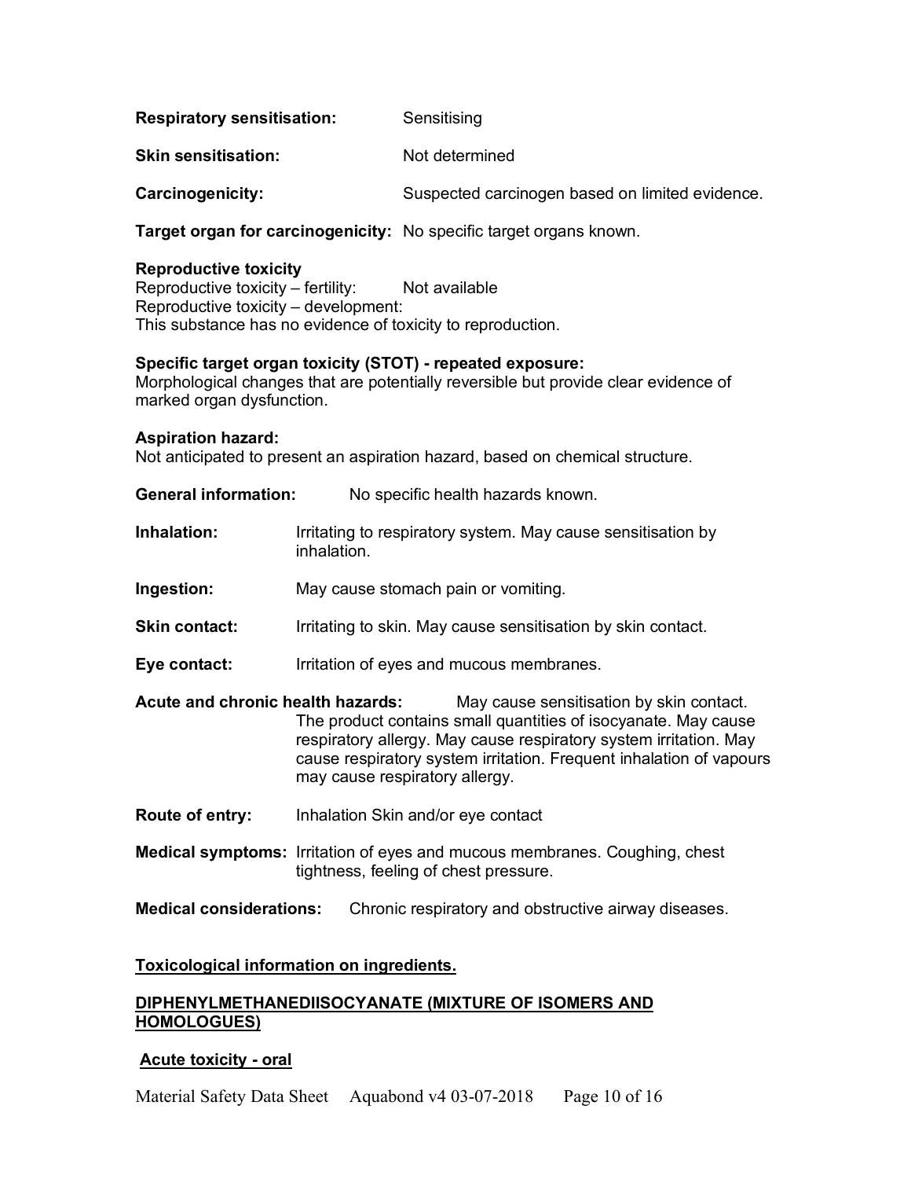**Respiratory sensitisation:** Sensitising

**Skin sensitisation:** Not determined

**Carcinogenicity:** Suspected carcinogen based on limited evidence.

**Target organ for carcinogenicity:** No specific target organs known.

**Reproductive toxicity**
Reproductive toxicity – fertility: Not available
Reproductive toxicity – development:
This substance has no evidence of toxicity to reproduction.

**Specific target organ toxicity (STOT) - repeated exposure:**
Morphological changes that are potentially reversible but provide clear evidence of marked organ dysfunction.

**Aspiration hazard:**
Not anticipated to present an aspiration hazard, based on chemical structure.

**General information:** No specific health hazards known.

**Inhalation:** Irritating to respiratory system. May cause sensitisation by inhalation.

**Ingestion:** May cause stomach pain or vomiting.

**Skin contact:** Irritating to skin. May cause sensitisation by skin contact.

**Eye contact:** Irritation of eyes and mucous membranes.

**Acute and chronic health hazards:** May cause sensitisation by skin contact. The product contains small quantities of isocyanate. May cause respiratory allergy. May cause respiratory system irritation. May cause respiratory system irritation. Frequent inhalation of vapours may cause respiratory allergy.

**Route of entry:** Inhalation Skin and/or eye contact

**Medical symptoms:** Irritation of eyes and mucous membranes. Coughing, chest tightness, feeling of chest pressure.

**Medical considerations:** Chronic respiratory and obstructive airway diseases.

**<u>Toxicological information on ingredients.</u>**

**<u>DIPHENYLMETHANEDIISOCYANATE (MIXTURE OF ISOMERS AND HOMOLOGUES)</u>**

**<u>Acute toxicity - oral</u>**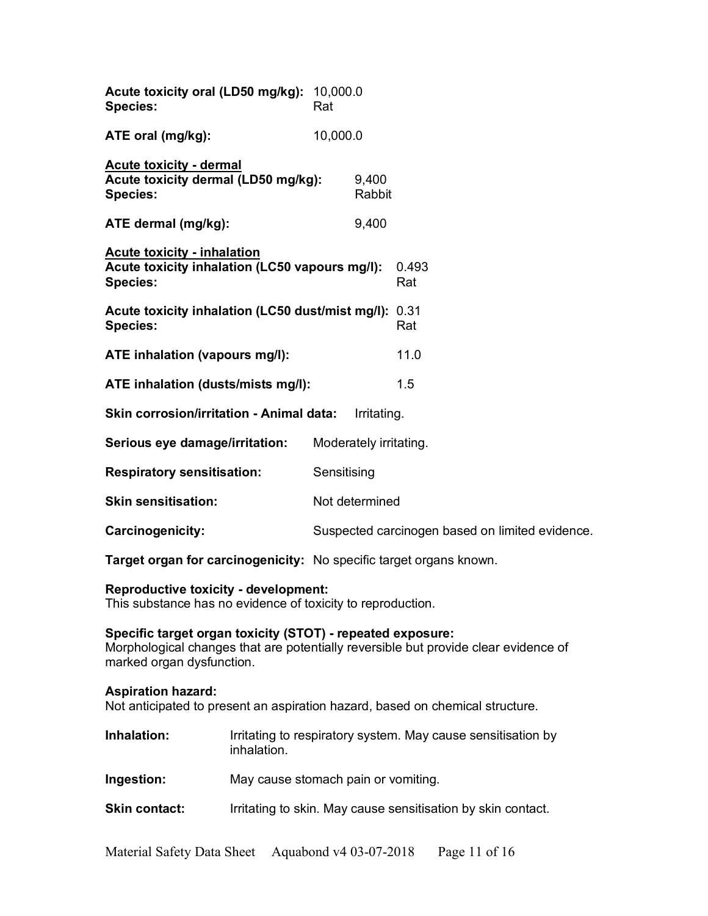**Acute toxicity oral (LD50 mg/kg):** 10,000.0
**Species:** Rat

**ATE oral (mg/kg):** 10,000.0

**Acute toxicity - dermal**
**Acute toxicity dermal (LD50 mg/kg):** 9,400
**Species:** Rabbit

**ATE dermal (mg/kg):** 9,400

**Acute toxicity - inhalation**
**Acute toxicity inhalation (LC50 vapours mg/l):** 0.493
**Species:** Rat

**Acute toxicity inhalation (LC50 dust/mist mg/l):** 0.31
**Species:** Rat

**ATE inhalation (vapours mg/l):** 11.0

**ATE inhalation (dusts/mists mg/l):** 1.5

**Skin corrosion/irritation - Animal data:** Irritating.

**Serious eye damage/irritation:** Moderately irritating.

**Respiratory sensitisation:** Sensitising

**Skin sensitisation:** Not determined

**Carcinogenicity:** Suspected carcinogen based on limited evidence.

**Target organ for carcinogenicity:** No specific target organs known.

**Reproductive toxicity - development:**
This substance has no evidence of toxicity to reproduction.

**Specific target organ toxicity (STOT) - repeated exposure:**
Morphological changes that are potentially reversible but provide clear evidence of marked organ dysfunction.

**Aspiration hazard:**
Not anticipated to present an aspiration hazard, based on chemical structure.

**Inhalation:** Irritating to respiratory system. May cause sensitisation by inhalation.

**Ingestion:** May cause stomach pain or vomiting.

**Skin contact:** Irritating to skin. May cause sensitisation by skin contact.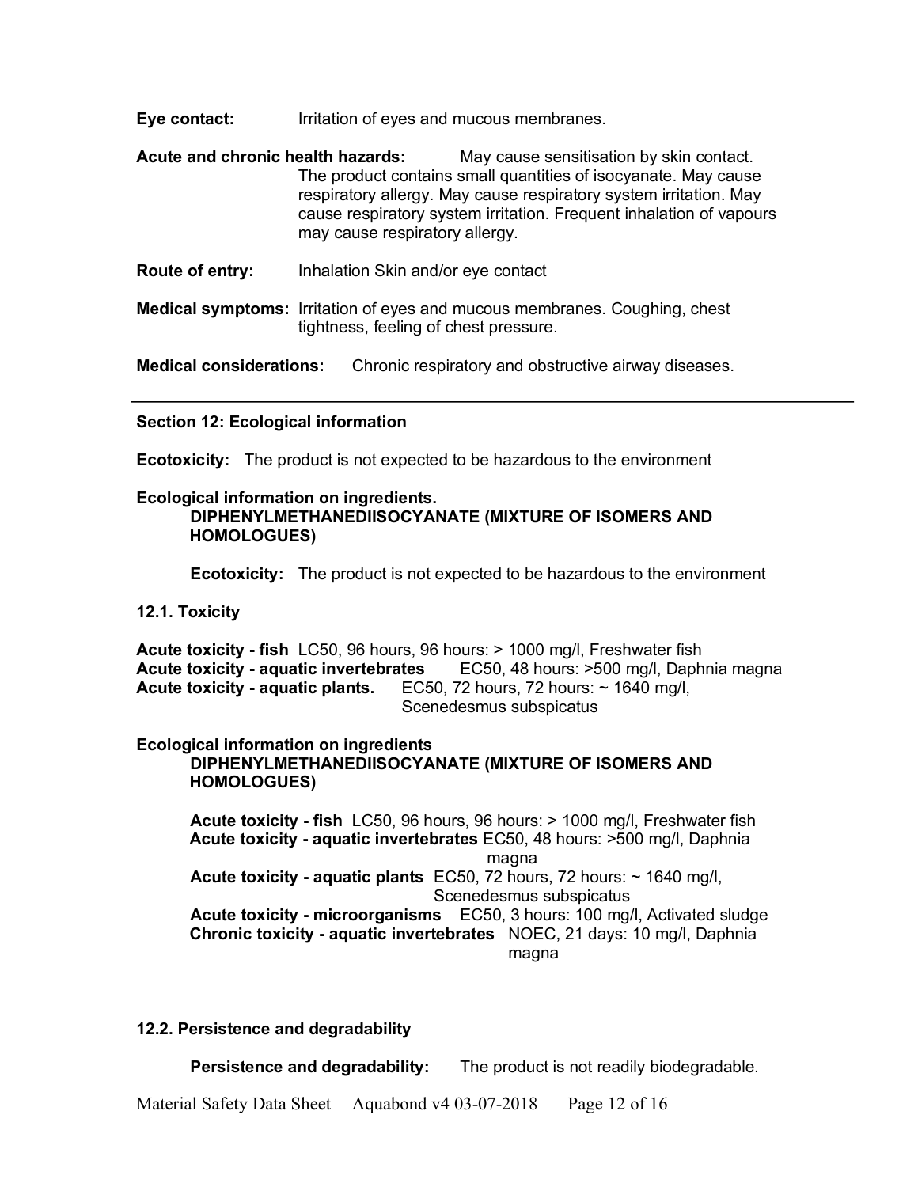**Eye contact:** Irritation of eyes and mucous membranes.

**Acute and chronic health hazards:** May cause sensitisation by skin contact. The product contains small quantities of isocyanate. May cause respiratory allergy. May cause respiratory system irritation. May cause respiratory system irritation. Frequent inhalation of vapours may cause respiratory allergy.

**Route of entry:** Inhalation Skin and/or eye contact

**Medical symptoms:** Irritation of eyes and mucous membranes. Coughing, chest tightness, feeling of chest pressure.

**Medical considerations:** Chronic respiratory and obstructive airway diseases.

---

### Section 12: Ecological information

**Ecotoxicity:** The product is not expected to be hazardous to the environment

**Ecological information on ingredients.**

**DIPHENYLMETHANEDIISOCYANATE (MIXTURE OF ISOMERS AND HOMOLOGUES)**

**Ecotoxicity:** The product is not expected to be hazardous to the environment

### 12.1. Toxicity

**Acute toxicity - fish** LC50, 96 hours, 96 hours: > 1000 mg/l, Freshwater fish
**Acute toxicity - aquatic invertebrates** EC50, 48 hours: >500 mg/l, Daphnia magna
**Acute toxicity - aquatic plants.** EC50, 72 hours, 72 hours: ~ 1640 mg/l, Scenedesmus subspicatus

**Ecological information on ingredients**

**DIPHENYLMETHANEDIISOCYANATE (MIXTURE OF ISOMERS AND HOMOLOGUES)**

**Acute toxicity - fish** LC50, 96 hours, 96 hours: > 1000 mg/l, Freshwater fish
**Acute toxicity - aquatic invertebrates** EC50, 48 hours: >500 mg/l, Daphnia magna
**Acute toxicity - aquatic plants** EC50, 72 hours, 72 hours: ~ 1640 mg/l, Scenedesmus subspicatus
**Acute toxicity - microorganisms** EC50, 3 hours: 100 mg/l, Activated sludge
**Chronic toxicity - aquatic invertebrates** NOEC, 21 days: 10 mg/l, Daphnia magna

### 12.2. Persistence and degradability

**Persistence and degradability:** The product is not readily biodegradable.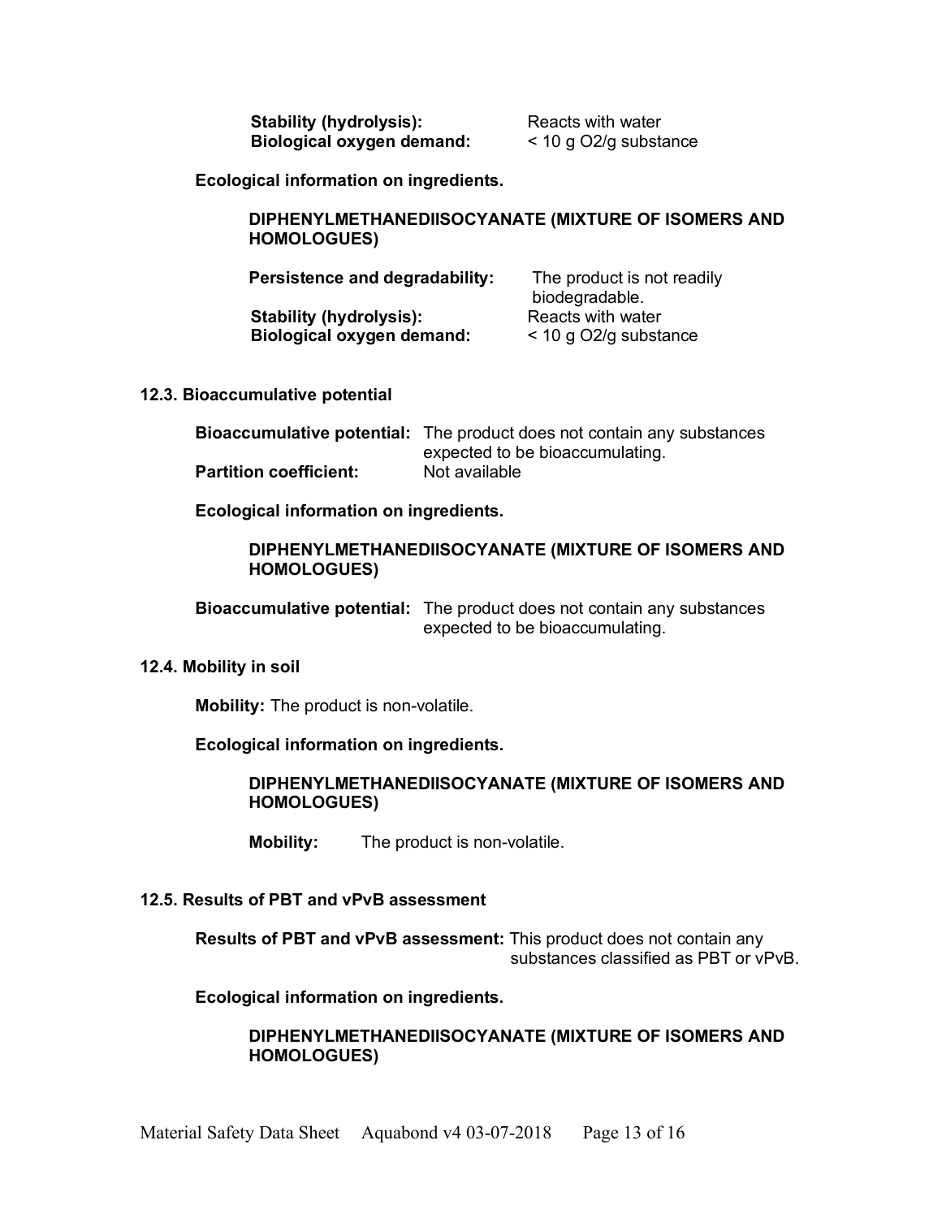**Stability (hydrolysis):** Reacts with water
**Biological oxygen demand:** < 10 g O2/g substance

**Ecological information on ingredients.**

**DIPHENYLMETHANEDIISOCYANATE (MIXTURE OF ISOMERS AND HOMOLOGUES)**

**Persistence and degradability:** The product is not readily biodegradable.
**Stability (hydrolysis):** Reacts with water
**Biological oxygen demand:** < 10 g O2/g substance

### 12.3. Bioaccumulative potential

**Bioaccumulative potential:** The product does not contain any substances expected to be bioaccumulating.
**Partition coefficient:** Not available

**Ecological information on ingredients.**

**DIPHENYLMETHANEDIISOCYANATE (MIXTURE OF ISOMERS AND HOMOLOGUES)**

**Bioaccumulative potential:** The product does not contain any substances expected to be bioaccumulating.

### 12.4. Mobility in soil

**Mobility:** The product is non-volatile.

**Ecological information on ingredients.**

**DIPHENYLMETHANEDIISOCYANATE (MIXTURE OF ISOMERS AND HOMOLOGUES)**

**Mobility:** The product is non-volatile.

### 12.5. Results of PBT and vPvB assessment

**Results of PBT and vPvB assessment:** This product does not contain any substances classified as PBT or vPvB.

**Ecological information on ingredients.**

**DIPHENYLMETHANEDIISOCYANATE (MIXTURE OF ISOMERS AND HOMOLOGUES)**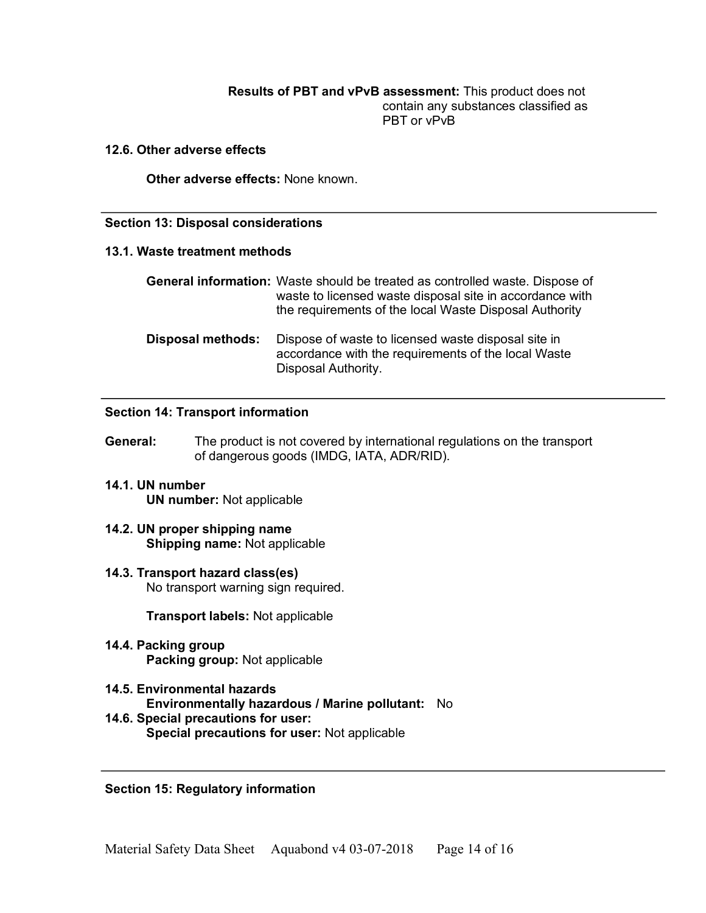**Results of PBT and vPvB assessment:** This product does not contain any substances classified as PBT or vPvB

### 12.6. Other adverse effects

**Other adverse effects:** None known.

---

## Section 13: Disposal considerations

### 13.1. Waste treatment methods

**General information:** Waste should be treated as controlled waste. Dispose of waste to licensed waste disposal site in accordance with the requirements of the local Waste Disposal Authority

**Disposal methods:** Dispose of waste to licensed waste disposal site in accordance with the requirements of the local Waste Disposal Authority.

---

## Section 14: Transport information

**General:** The product is not covered by international regulations on the transport of dangerous goods (IMDG, IATA, ADR/RID).

### 14.1. UN number

**UN number:** Not applicable

### 14.2. UN proper shipping name

**Shipping name:** Not applicable

### 14.3. Transport hazard class(es)

No transport warning sign required.

**Transport labels:** Not applicable

### 14.4. Packing group

**Packing group:** Not applicable

### 14.5. Environmental hazards

**Environmentally hazardous / Marine pollutant:** No

### 14.6. Special precautions for user:

**Special precautions for user:** Not applicable

---

## Section 15: Regulatory information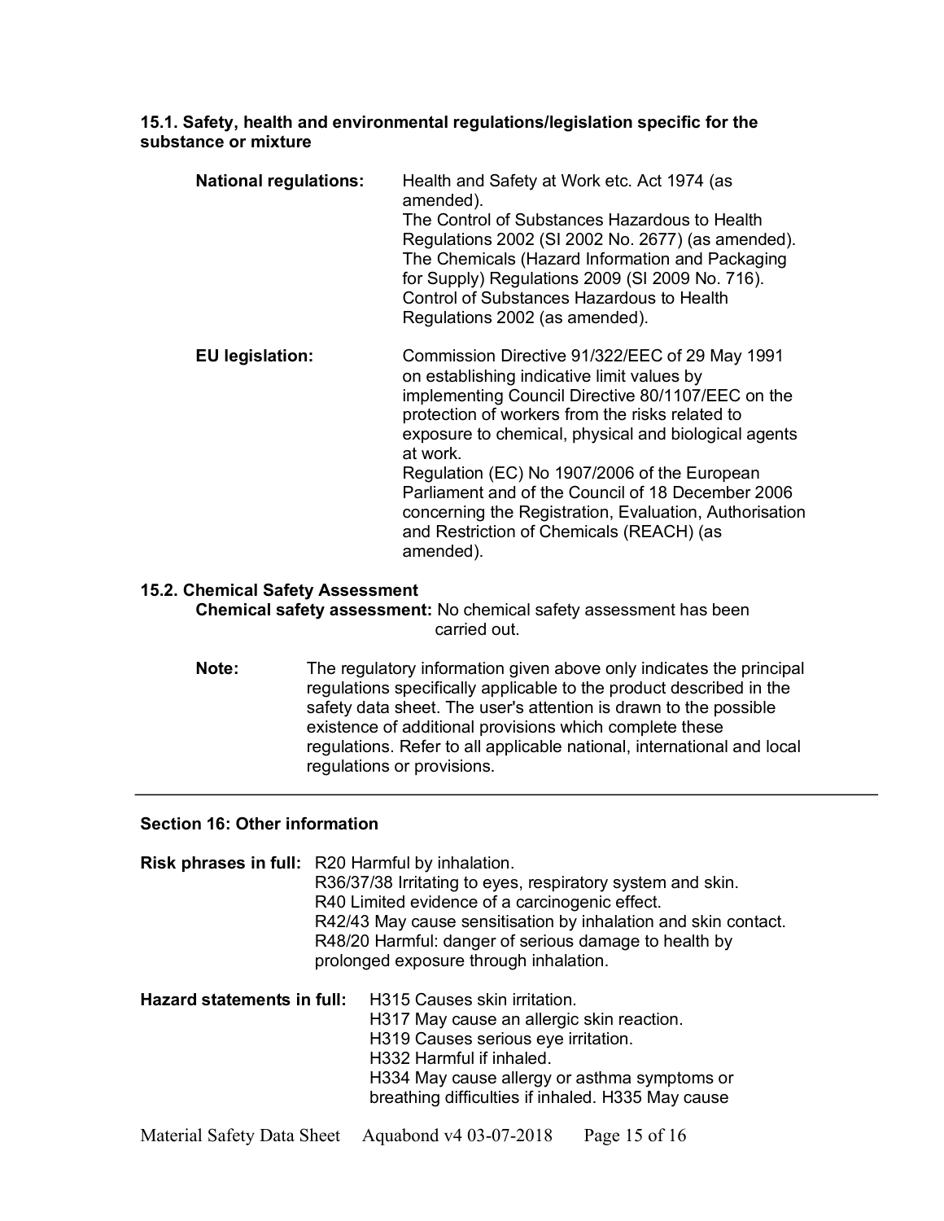### 15.1. Safety, health and environmental regulations/legislation specific for the substance or mixture

**National regulations:** Health and Safety at Work etc. Act 1974 (as amended).
The Control of Substances Hazardous to Health Regulations 2002 (SI 2002 No. 2677) (as amended).
The Chemicals (Hazard Information and Packaging for Supply) Regulations 2009 (SI 2009 No. 716).
Control of Substances Hazardous to Health Regulations 2002 (as amended).

**EU legislation:** Commission Directive 91/322/EEC of 29 May 1991 on establishing indicative limit values by implementing Council Directive 80/1107/EEC on the protection of workers from the risks related to exposure to chemical, physical and biological agents at work.
Regulation (EC) No 1907/2006 of the European Parliament and of the Council of 18 December 2006 concerning the Registration, Evaluation, Authorisation and Restriction of Chemicals (REACH) (as amended).

### 15.2. Chemical Safety Assessment

**Chemical safety assessment:** No chemical safety assessment has been carried out.

**Note:** The regulatory information given above only indicates the principal regulations specifically applicable to the product described in the safety data sheet. The user's attention is drawn to the possible existence of additional provisions which complete these regulations. Refer to all applicable national, international and local regulations or provisions.

---

## Section 16: Other information

**Risk phrases in full:** R20 Harmful by inhalation.
R36/37/38 Irritating to eyes, respiratory system and skin.
R40 Limited evidence of a carcinogenic effect.
R42/43 May cause sensitisation by inhalation and skin contact.
R48/20 Harmful: danger of serious damage to health by prolonged exposure through inhalation.

**Hazard statements in full:** H315 Causes skin irritation.
H317 May cause an allergic skin reaction.
H319 Causes serious eye irritation.
H332 Harmful if inhaled.
H334 May cause allergy or asthma symptoms or breathing difficulties if inhaled. H335 May cause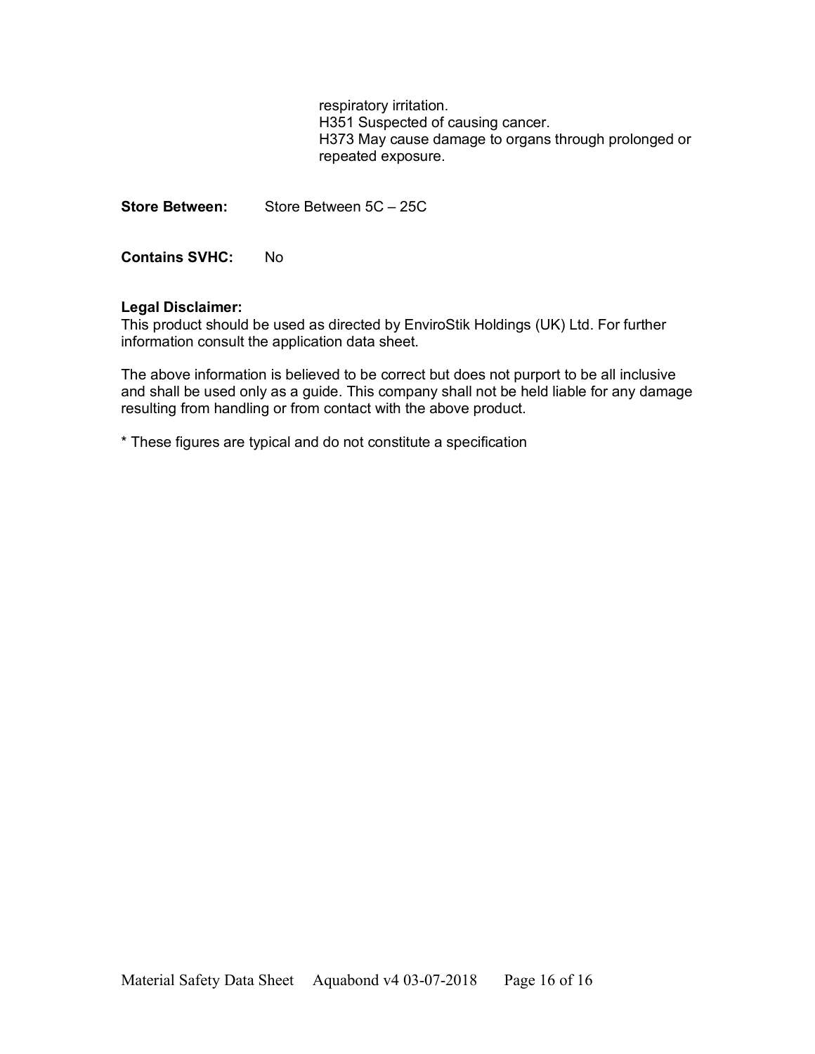respiratory irritation.
H351 Suspected of causing cancer.
H373 May cause damage to organs through prolonged or repeated exposure.

**Store Between:** Store Between 5C – 25C

**Contains SVHC:** No

**Legal Disclaimer:**
This product should be used as directed by EnviroStik Holdings (UK) Ltd. For further information consult the application data sheet.

The above information is believed to be correct but does not purport to be all inclusive and shall be used only as a guide. This company shall not be held liable for any damage resulting from handling or from contact with the above product.

* These figures are typical and do not constitute a specification